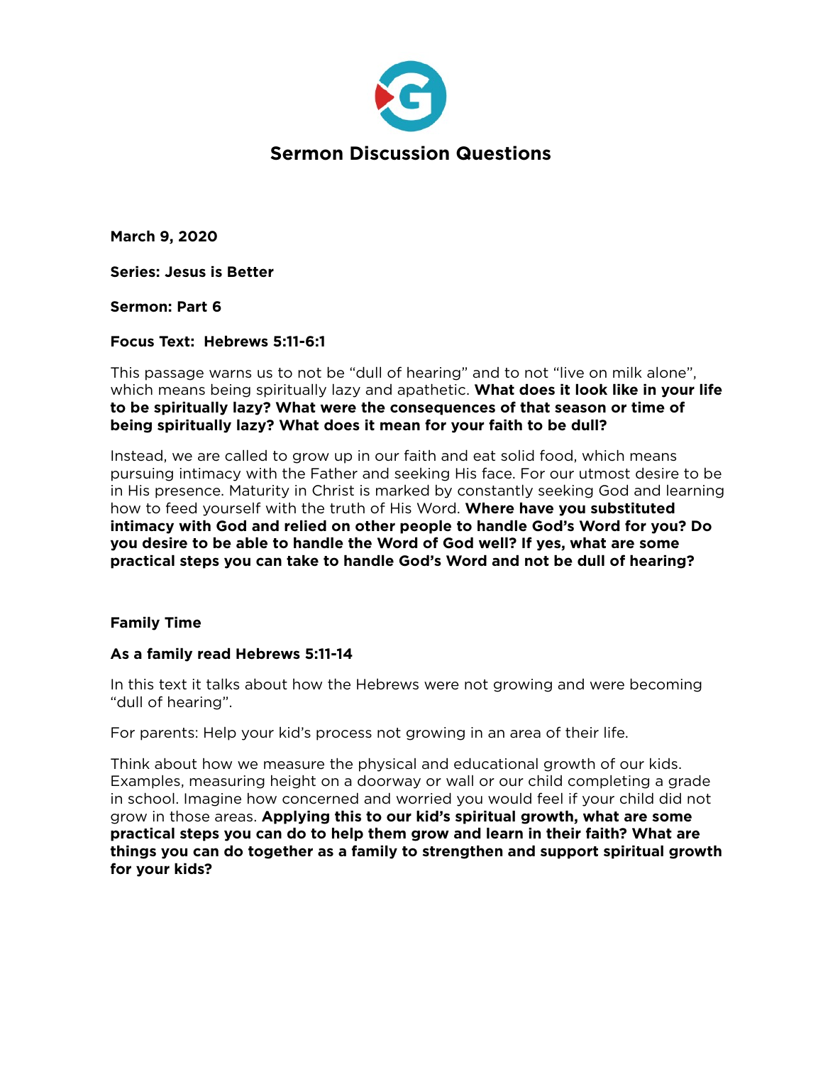# Sermon Discussion Questions

**March 9, 2020**

**Series: Jesus is Better**

**Sermon: Part 6**

**Focus Text: Hebrews 5:11-6:1**

This passage warns us to not be "dull of hearing" and to not "live on milk alone", which means being spiritually lazy and apathetic. **What does it look like in your life to be spiritually lazy? What were the consequences of that season or time of being spiritually lazy? What does it mean for your faith to be dull?**

Instead, we are called to grow up in our faith and eat solid food, which means pursuing intimacy with the Father and seeking His face. For our utmost desire to be in His presence. Maturity in Christ is marked by constantly seeking God and learning how to feed yourself with the truth of His Word. **Where have you substituted intimacy with God and relied on other people to handle God's Word for you? Do you desire to be able to handle the Word of God well? If yes, what are some practical steps you can take to handle God's Word and not be dull of hearing?**

## Family Time

**As a family read Hebrews 5:11-14**

In this text it talks about how the Hebrews were not growing and were becoming "dull of hearing".

For parents: Help your kid's process not growing in an area of their life.

Think about how we measure the physical and educational growth of our kids. Examples, measuring height on a doorway or wall or our child completing a grade in school. Imagine how concerned and worried you would feel if your child did not grow in those areas. **Applying this to our kid's spiritual growth, what are some practical steps you can do to help them grow and learn in their faith? What are things you can do together as a family to strengthen and support spiritual growth for your kids?**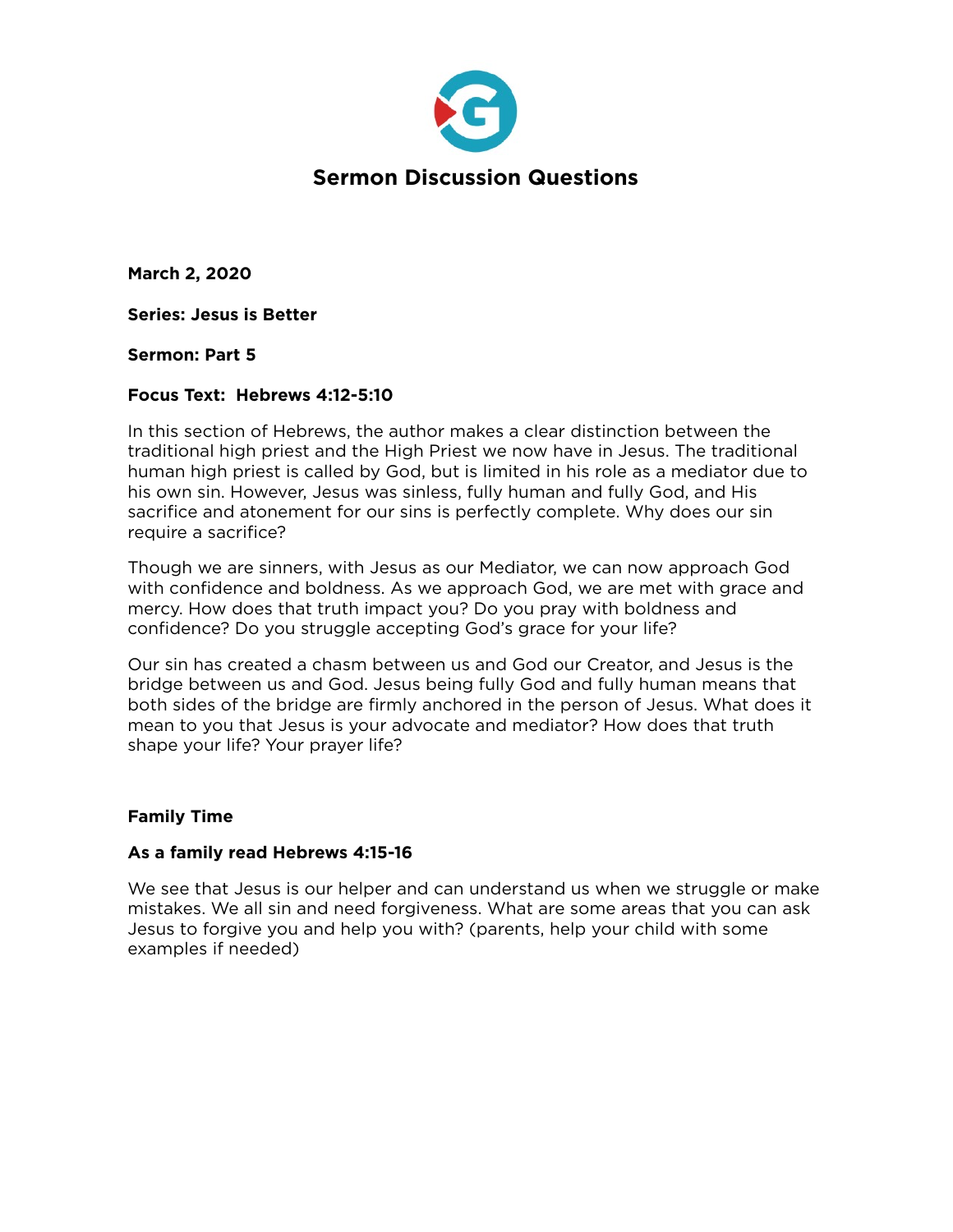# Sermon Discussion Questions

**March 2, 2020**

**Series: Jesus is Better**

**Sermon: Part 5**

**Focus Text: Hebrews 4:12-5:10**

In this section of Hebrews, the author makes a clear distinction between the traditional high priest and the High Priest we now have in Jesus. The traditional human high priest is called by God, but is limited in his role as a mediator due to his own sin. However, Jesus was sinless, fully human and fully God, and His sacrifice and atonement for our sins is perfectly complete. Why does our sin require a sacrifice?

Though we are sinners, with Jesus as our Mediator, we can now approach God with confidence and boldness. As we approach God, we are met with grace and mercy. How does that truth impact you? Do you pray with boldness and confidence? Do you struggle accepting God's grace for your life?

Our sin has created a chasm between us and God our Creator, and Jesus is the bridge between us and God. Jesus being fully God and fully human means that both sides of the bridge are firmly anchored in the person of Jesus. What does it mean to you that Jesus is your advocate and mediator? How does that truth shape your life? Your prayer life?

**Family Time**

**As a family read Hebrews 4:15-16**

We see that Jesus is our helper and can understand us when we struggle or make mistakes. We all sin and need forgiveness. What are some areas that you can ask Jesus to forgive you and help you with? (parents, help your child with some examples if needed)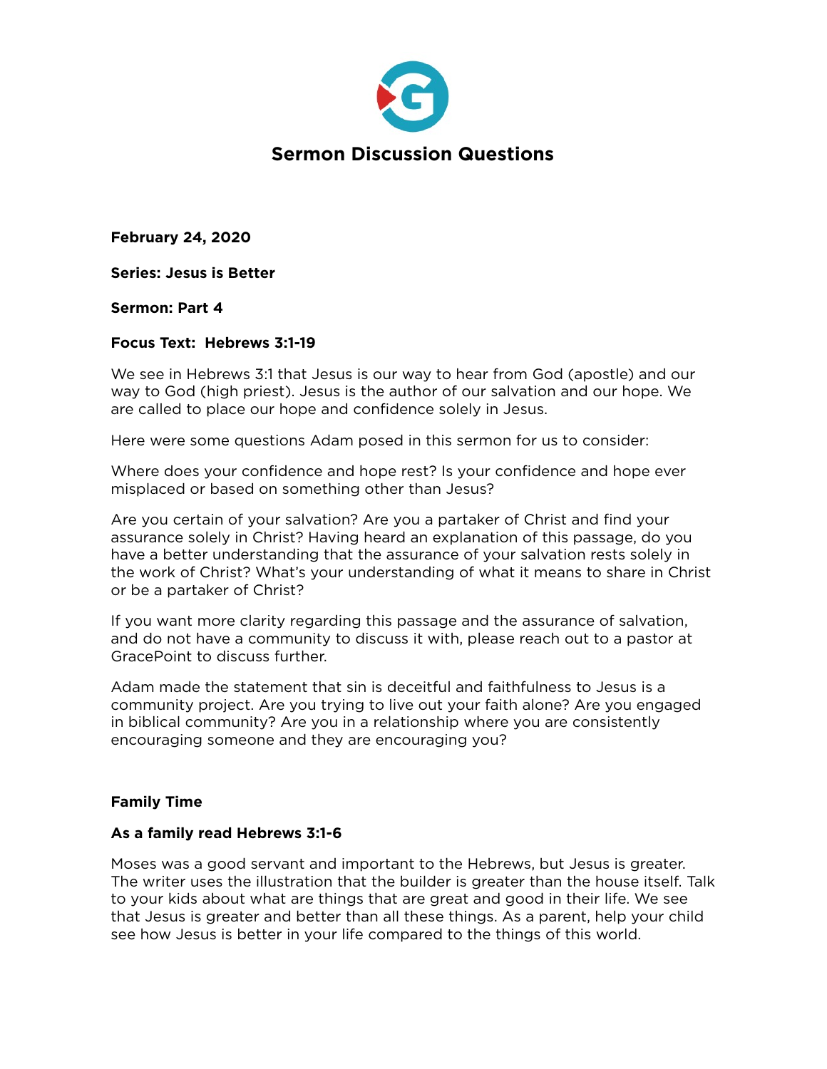# Sermon Discussion Questions

**February 24, 2020**

**Series: Jesus is Better**

**Sermon: Part 4**

**Focus Text: Hebrews 3:1-19**

We see in Hebrews 3:1 that Jesus is our way to hear from God (apostle) and our way to God (high priest). Jesus is the author of our salvation and our hope. We are called to place our hope and confidence solely in Jesus.

Here were some questions Adam posed in this sermon for us to consider:

Where does your confidence and hope rest? Is your confidence and hope ever misplaced or based on something other than Jesus?

Are you certain of your salvation? Are you a partaker of Christ and find your assurance solely in Christ? Having heard an explanation of this passage, do you have a better understanding that the assurance of your salvation rests solely in the work of Christ? What's your understanding of what it means to share in Christ or be a partaker of Christ?

If you want more clarity regarding this passage and the assurance of salvation, and do not have a community to discuss it with, please reach out to a pastor at GracePoint to discuss further.

Adam made the statement that sin is deceitful and faithfulness to Jesus is a community project. Are you trying to live out your faith alone? Are you engaged in biblical community? Are you in a relationship where you are consistently encouraging someone and they are encouraging you?

**Family Time**

**As a family read Hebrews 3:1-6**

Moses was a good servant and important to the Hebrews, but Jesus is greater. The writer uses the illustration that the builder is greater than the house itself. Talk to your kids about what are things that are great and good in their life. We see that Jesus is greater and better than all these things. As a parent, help your child see how Jesus is better in your life compared to the things of this world.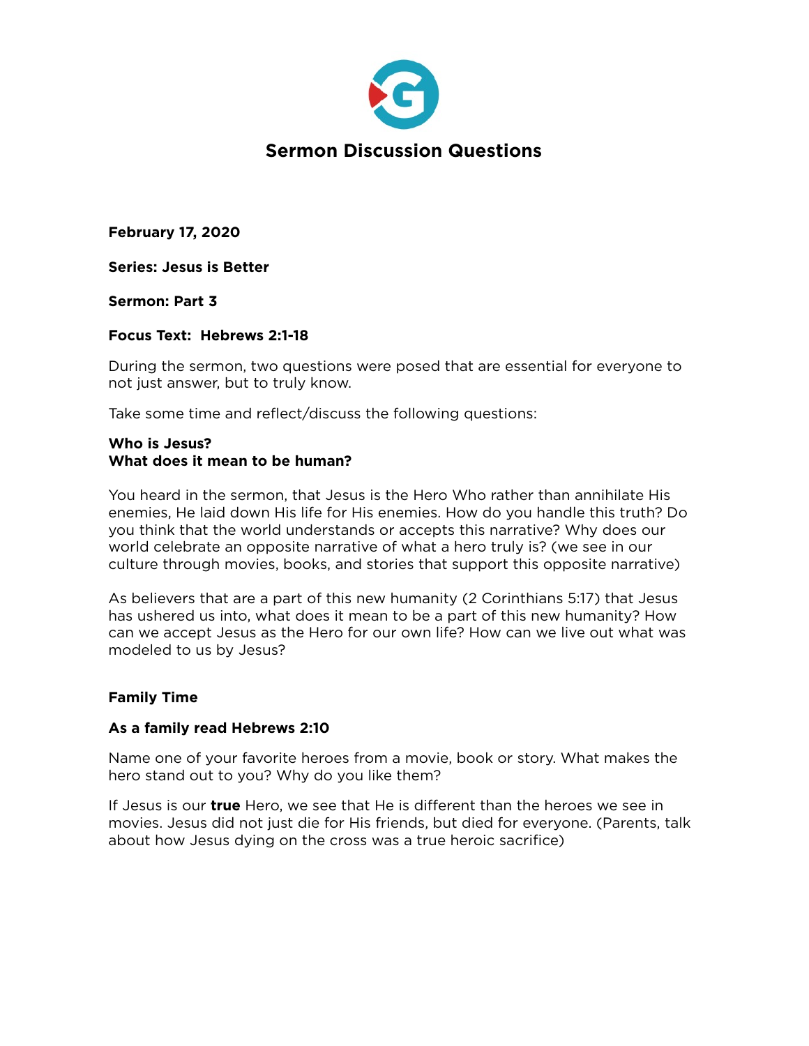# Sermon Discussion Questions

**February 17, 2020**

**Series: Jesus is Better**

**Sermon: Part 3**

**Focus Text: Hebrews 2:1-18**

During the sermon, two questions were posed that are essential for everyone to not just answer, but to truly know.

Take some time and reflect/discuss the following questions:

**Who is Jesus?**
**What does it mean to be human?**

You heard in the sermon, that Jesus is the Hero Who rather than annihilate His enemies, He laid down His life for His enemies. How do you handle this truth? Do you think that the world understands or accepts this narrative? Why does our world celebrate an opposite narrative of what a hero truly is? (we see in our culture through movies, books, and stories that support this opposite narrative)

As believers that are a part of this new humanity (2 Corinthians 5:17) that Jesus has ushered us into, what does it mean to be a part of this new humanity? How can we accept Jesus as the Hero for our own life? How can we live out what was modeled to us by Jesus?

**Family Time**

**As a family read Hebrews 2:10**

Name one of your favorite heroes from a movie, book or story. What makes the hero stand out to you? Why do you like them?

If Jesus is our **true** Hero, we see that He is different than the heroes we see in movies. Jesus did not just die for His friends, but died for everyone. (Parents, talk about how Jesus dying on the cross was a true heroic sacrifice)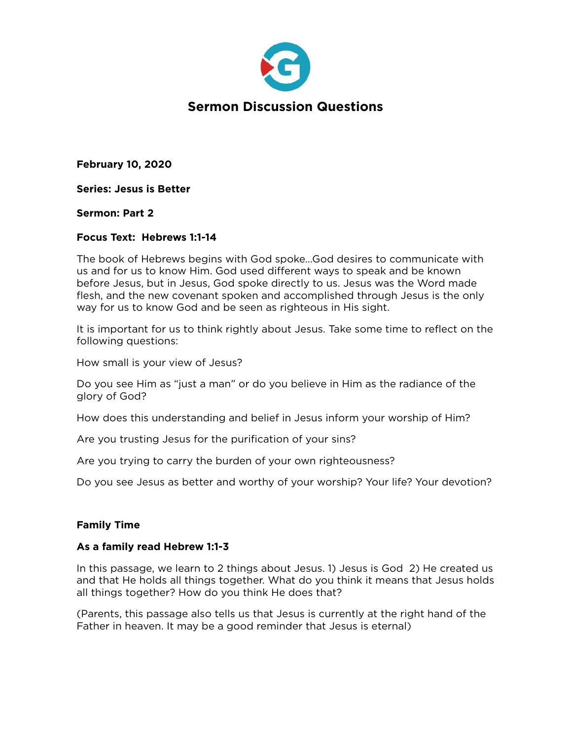# Sermon Discussion Questions

**February 10, 2020**

**Series: Jesus is Better**

**Sermon: Part 2**

**Focus Text: Hebrews 1:1-14**

The book of Hebrews begins with God spoke...God desires to communicate with us and for us to know Him. God used different ways to speak and be known before Jesus, but in Jesus, God spoke directly to us. Jesus was the Word made flesh, and the new covenant spoken and accomplished through Jesus is the only way for us to know God and be seen as righteous in His sight.

It is important for us to think rightly about Jesus. Take some time to reflect on the following questions:

How small is your view of Jesus?

Do you see Him as "just a man" or do you believe in Him as the radiance of the glory of God?

How does this understanding and belief in Jesus inform your worship of Him?

Are you trusting Jesus for the purification of your sins?

Are you trying to carry the burden of your own righteousness?

Do you see Jesus as better and worthy of your worship? Your life? Your devotion?

**Family Time**

**As a family read Hebrew 1:1-3**

In this passage, we learn to 2 things about Jesus. 1) Jesus is God 2) He created us and that He holds all things together. What do you think it means that Jesus holds all things together? How do you think He does that?

(Parents, this passage also tells us that Jesus is currently at the right hand of the Father in heaven. It may be a good reminder that Jesus is eternal)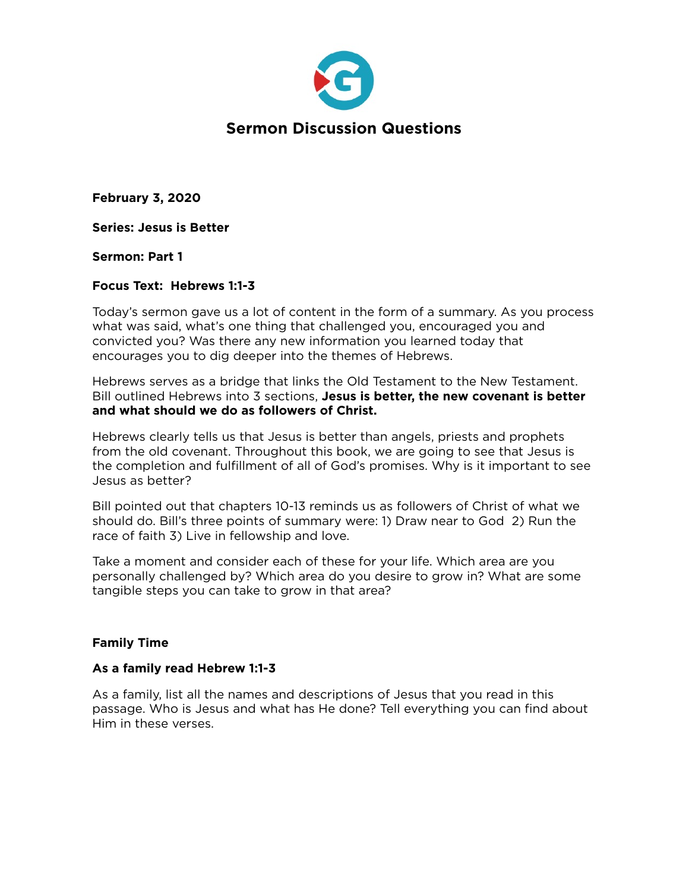# Sermon Discussion Questions

**February 3, 2020**

**Series: Jesus is Better**

**Sermon: Part 1**

**Focus Text: Hebrews 1:1-3**

Today's sermon gave us a lot of content in the form of a summary. As you process what was said, what's one thing that challenged you, encouraged you and convicted you? Was there any new information you learned today that encourages you to dig deeper into the themes of Hebrews.

Hebrews serves as a bridge that links the Old Testament to the New Testament. Bill outlined Hebrews into 3 sections, **Jesus is better, the new covenant is better and what should we do as followers of Christ.**

Hebrews clearly tells us that Jesus is better than angels, priests and prophets from the old covenant. Throughout this book, we are going to see that Jesus is the completion and fulfillment of all of God's promises. Why is it important to see Jesus as better?

Bill pointed out that chapters 10-13 reminds us as followers of Christ of what we should do. Bill's three points of summary were: 1) Draw near to God 2) Run the race of faith 3) Live in fellowship and love.

Take a moment and consider each of these for your life. Which area are you personally challenged by? Which area do you desire to grow in? What are some tangible steps you can take to grow in that area?

**Family Time**

**As a family read Hebrew 1:1-3**

As a family, list all the names and descriptions of Jesus that you read in this passage. Who is Jesus and what has He done? Tell everything you can find about Him in these verses.